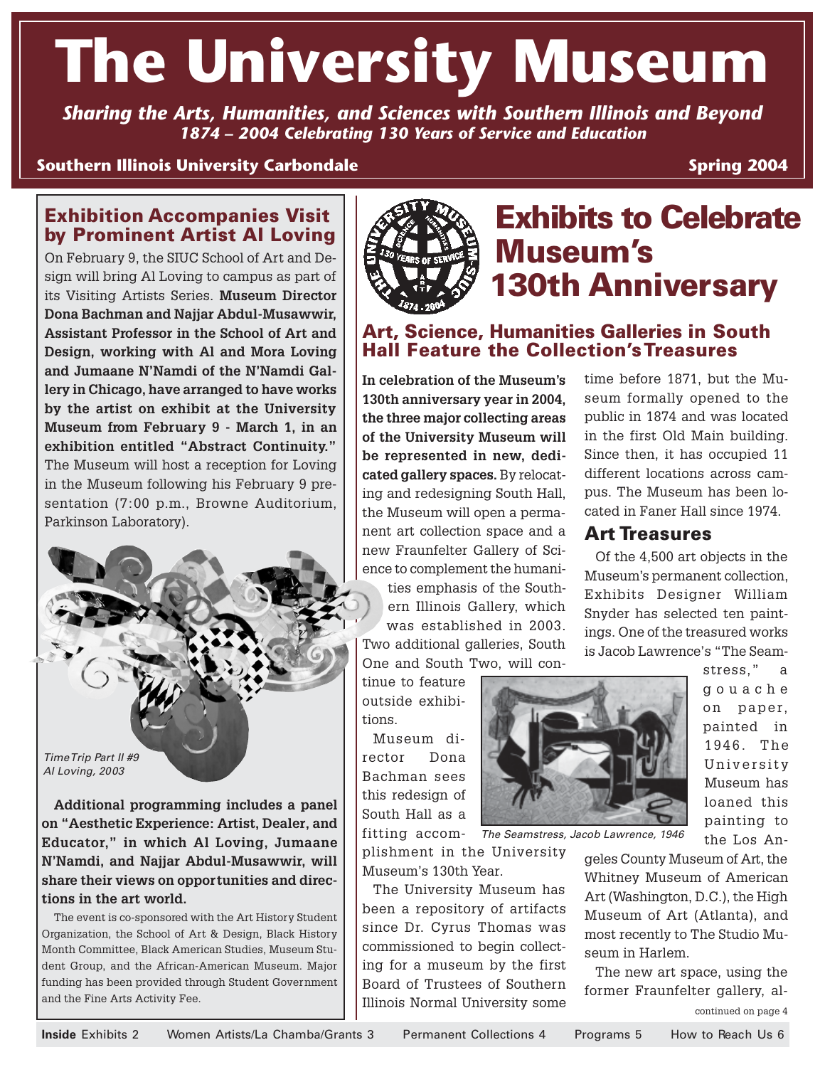# The University Museum

*Sharing the Arts, Humanities, and Sciences with Southern Illinois and Beyond*
*1874 – 2004 Celebrating 130 Years of Service and Education*

**Southern Illinois University Carbondale** — **Spring 2004**

## Exhibition Accompanies Visit by Prominent Artist Al Loving

On February 9, the SIUC School of Art and Design will bring Al Loving to campus as part of its Visiting Artists Series. **Museum Director Dona Bachman and Najjar Abdul-Musawwir, Assistant Professor in the School of Art and Design, working with Al and Mora Loving and Jumaane N'Namdi of the N'Namdi Gallery in Chicago, have arranged to have works by the artist on exhibit at the University Museum from February 9 - March 1, in an exhibition entitled "Abstract Continuity."** The Museum will host a reception for Loving in the Museum following his February 9 presentation (7:00 p.m., Browne Auditorium, Parkinson Laboratory).

*Time Trip Part II #9*
*Al Loving, 2003*

**Additional programming includes a panel on "Aesthetic Experience: Artist, Dealer, and Educator," in which Al Loving, Jumaane N'Namdi, and Najjar Abdul-Musawwir, will share their views on opportunities and directions in the art world.**

The event is co-sponsored with the Art History Student Organization, the School of Art & Design, Black History Month Committee, Black American Studies, Museum Student Group, and the African-American Museum. Major funding has been provided through Student Government and the Fine Arts Activity Fee.

# Exhibits to Celebrate Museum's 130th Anniversary

## Art, Science, Humanities Galleries in South Hall Feature the Collection's Treasures

**In celebration of the Museum's 130th anniversary year in 2004, the three major collecting areas of the University Museum will be represented in new, dedicated gallery spaces.** By relocating and redesigning South Hall, the Museum will open a permanent art collection space and a new Fraunfelter Gallery of Science to complement the humanities emphasis of the Southern Illinois Gallery, which was established in 2003. Two additional galleries, South One and South Two, will continue to feature outside exhibitions.

Museum director Dona Bachman sees this redesign of South Hall as a fitting accomplishment in the University Museum's 130th Year.

The University Museum has been a repository of artifacts since Dr. Cyrus Thomas was commissioned to begin collecting for a museum by the first Board of Trustees of Southern Illinois Normal University some time before 1871, but the Museum formally opened to the public in 1874 and was located in the first Old Main building. Since then, it has occupied 11 different locations across campus. The Museum has been located in Faner Hall since 1974.

### Art Treasures

Of the 4,500 art objects in the Museum's permanent collection, Exhibits Designer William Snyder has selected ten paintings. One of the treasured works is Jacob Lawrence's "The Seamstress," a gouache on paper, painted in 1946. The University Museum has loaned this painting to the Los Angeles County Museum of Art, the Whitney Museum of American Art (Washington, D.C.), the High Museum of Art (Atlanta), and most recently to The Studio Museum in Harlem.

*The Seamstress, Jacob Lawrence, 1946*

The new art space, using the former Fraunfelter gallery, al-

continued on page 4

**Inside** Exhibits 2 — Women Artists/La Chamba/Grants 3 — Permanent Collections 4 — Programs 5 — How to Reach Us 6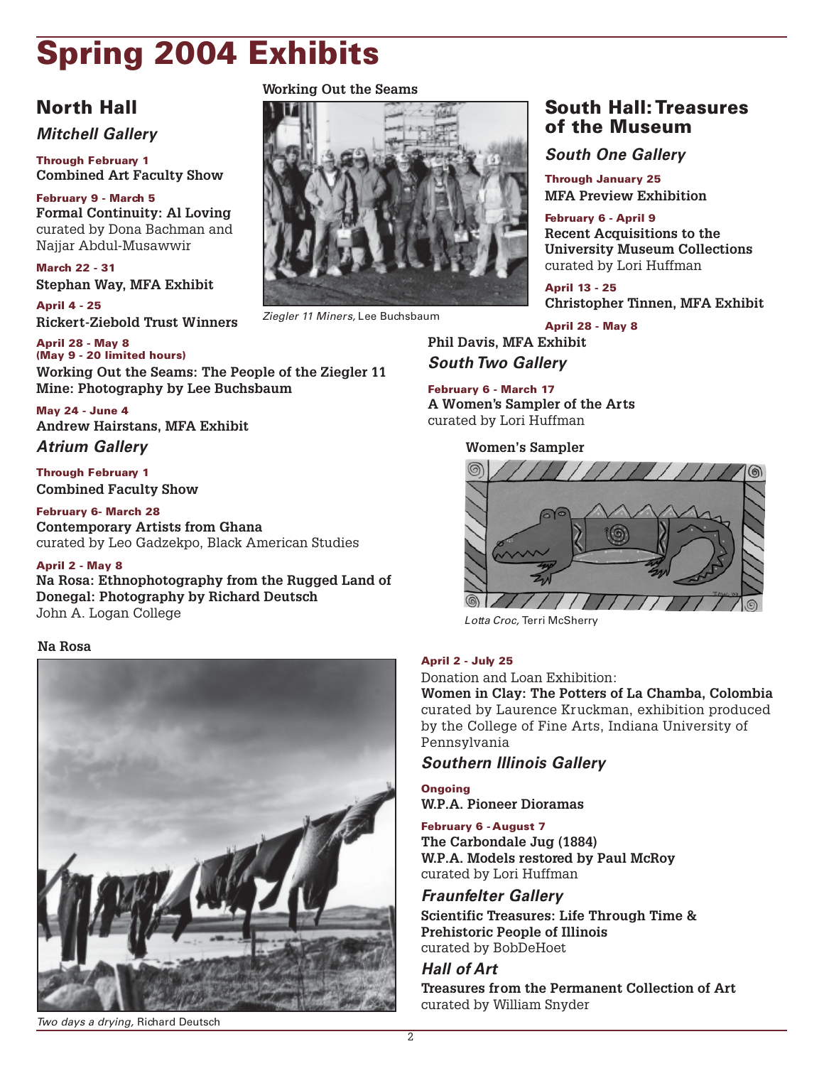# Spring 2004 Exhibits

## North Hall

### Mitchell Gallery

**Through February 1**
**Combined Art Faculty Show**

**February 9 - March 5**
**Formal Continuity: Al Loving**
curated by Dona Bachman and Najjar Abdul-Musawwir

**March 22 - 31**
**Stephan Way, MFA Exhibit**

**April 4 - 25**
**Rickert-Ziebold Trust Winners**

**April 28 - May 8**
**(May 9 - 20 limited hours)**
**Working Out the Seams: The People of the Ziegler 11 Mine: Photography by Lee Buchsbaum**

**May 24 - June 4**
**Andrew Hairstans, MFA Exhibit**

### Atrium Gallery

**Through February 1**
**Combined Faculty Show**

**February 6- March 28**
**Contemporary Artists from Ghana**
curated by Leo Gadzekpo, Black American Studies

**April 2 - May 8**
**Na Rosa: Ethnophotography from the Rugged Land of Donegal: Photography by Richard Deutsch**
John A. Logan College

**Working Out the Seams**

*Ziegler 11 Miners,* Lee Buchsbaum

**Na Rosa**

*Two days a drying,* Richard Deutsch

## South Hall: Treasures of the Museum

### South One Gallery

**Through January 25**
**MFA Preview Exhibition**

**February 6 - April 9**
**Recent Acquisitions to the University Museum Collections**
curated by Lori Huffman

**April 13 - 25**
**Christopher Tinnen, MFA Exhibit**

**April 28 - May 8**
**Phil Davis, MFA Exhibit**

### South Two Gallery

**February 6 - March 17**
**A Women's Sampler of the Arts**
curated by Lori Huffman

**Women's Sampler**

*Lotta Croc,* Terri McSherry

**April 2 - July 25**
Donation and Loan Exhibition:
**Women in Clay: The Potters of La Chamba, Colombia**
curated by Laurence Kruckman, exhibition produced by the College of Fine Arts, Indiana University of Pennsylvania

### Southern Illinois Gallery

**Ongoing**
**W.P.A. Pioneer Dioramas**

**February 6 - August 7**
**The Carbondale Jug (1884)**
**W.P.A. Models restored by Paul McRoy**
curated by Lori Huffman

### Fraunfelter Gallery

**Scientific Treasures: Life Through Time & Prehistoric People of Illinois**
curated by BobDeHoet

### Hall of Art

**Treasures from the Permanent Collection of Art**
curated by William Snyder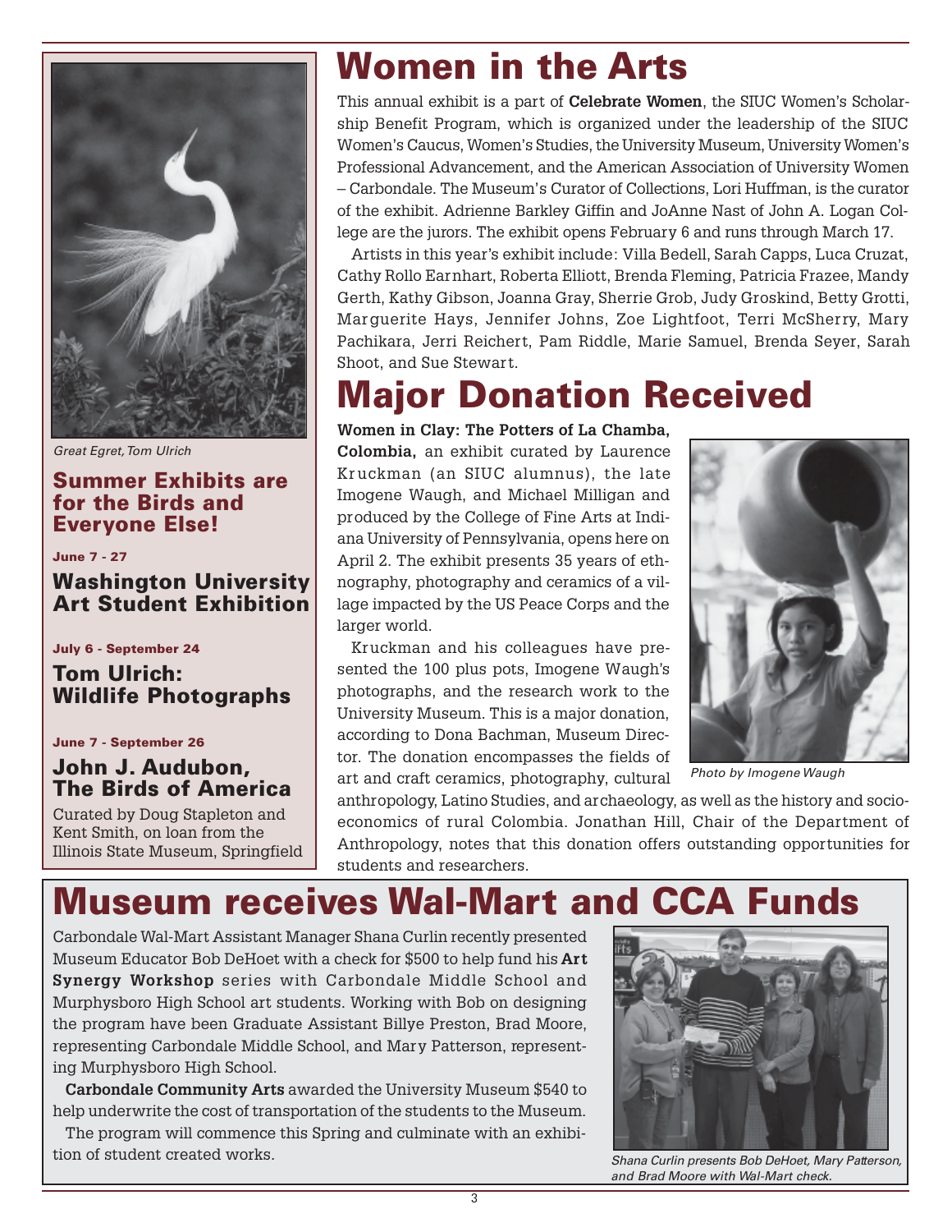*Great Egret, Tom Ulrich*

## Summer Exhibits are for the Birds and Everyone Else!

**June 7 - 27**

### Washington University Art Student Exhibition

**July 6 - September 24**

### Tom Ulrich: Wildlife Photographs

**June 7 - September 26**

### John J. Audubon, The Birds of America

Curated by Doug Stapleton and Kent Smith, on loan from the Illinois State Museum, Springfield

# Women in the Arts

This annual exhibit is a part of **Celebrate Women**, the SIUC Women's Scholarship Benefit Program, which is organized under the leadership of the SIUC Women's Caucus, Women's Studies, the University Museum, University Women's Professional Advancement, and the American Association of University Women – Carbondale. The Museum's Curator of Collections, Lori Huffman, is the curator of the exhibit. Adrienne Barkley Giffin and JoAnne Nast of John A. Logan College are the jurors. The exhibit opens February 6 and runs through March 17.

Artists in this year's exhibit include: Villa Bedell, Sarah Capps, Luca Cruzat, Cathy Rollo Earnhart, Roberta Elliott, Brenda Fleming, Patricia Frazee, Mandy Gerth, Kathy Gibson, Joanna Gray, Sherrie Grob, Judy Groskind, Betty Grotti, Marguerite Hays, Jennifer Johns, Zoe Lightfoot, Terri McSherry, Mary Pachikara, Jerri Reichert, Pam Riddle, Marie Samuel, Brenda Seyer, Sarah Shoot, and Sue Stewart.

# Major Donation Received

**Women in Clay: The Potters of La Chamba, Colombia,** an exhibit curated by Laurence Kruckman (an SIUC alumnus), the late Imogene Waugh, and Michael Milligan and produced by the College of Fine Arts at Indiana University of Pennsylvania, opens here on April 2. The exhibit presents 35 years of ethnography, photography and ceramics of a village impacted by the US Peace Corps and the larger world.

Kruckman and his colleagues have presented the 100 plus pots, Imogene Waugh's photographs, and the research work to the University Museum. This is a major donation, according to Dona Bachman, Museum Director. The donation encompasses the fields of art and craft ceramics, photography, cultural anthropology, Latino Studies, and archaeology, as well as the history and socioeconomics of rural Colombia. Jonathan Hill, Chair of the Department of Anthropology, notes that this donation offers outstanding opportunities for students and researchers.

*Photo by Imogene Waugh*

# Museum receives Wal-Mart and CCA Funds

Carbondale Wal-Mart Assistant Manager Shana Curlin recently presented Museum Educator Bob DeHoet with a check for $500 to help fund his **Art Synergy Workshop** series with Carbondale Middle School and Murphysboro High School art students. Working with Bob on designing the program have been Graduate Assistant Billye Preston, Brad Moore, representing Carbondale Middle School, and Mary Patterson, representing Murphysboro High School.

**Carbondale Community Arts** awarded the University Museum $540 to help underwrite the cost of transportation of the students to the Museum.

The program will commence this Spring and culminate with an exhibition of student created works.

*Shana Curlin presents Bob DeHoet, Mary Patterson, and Brad Moore with Wal-Mart check.*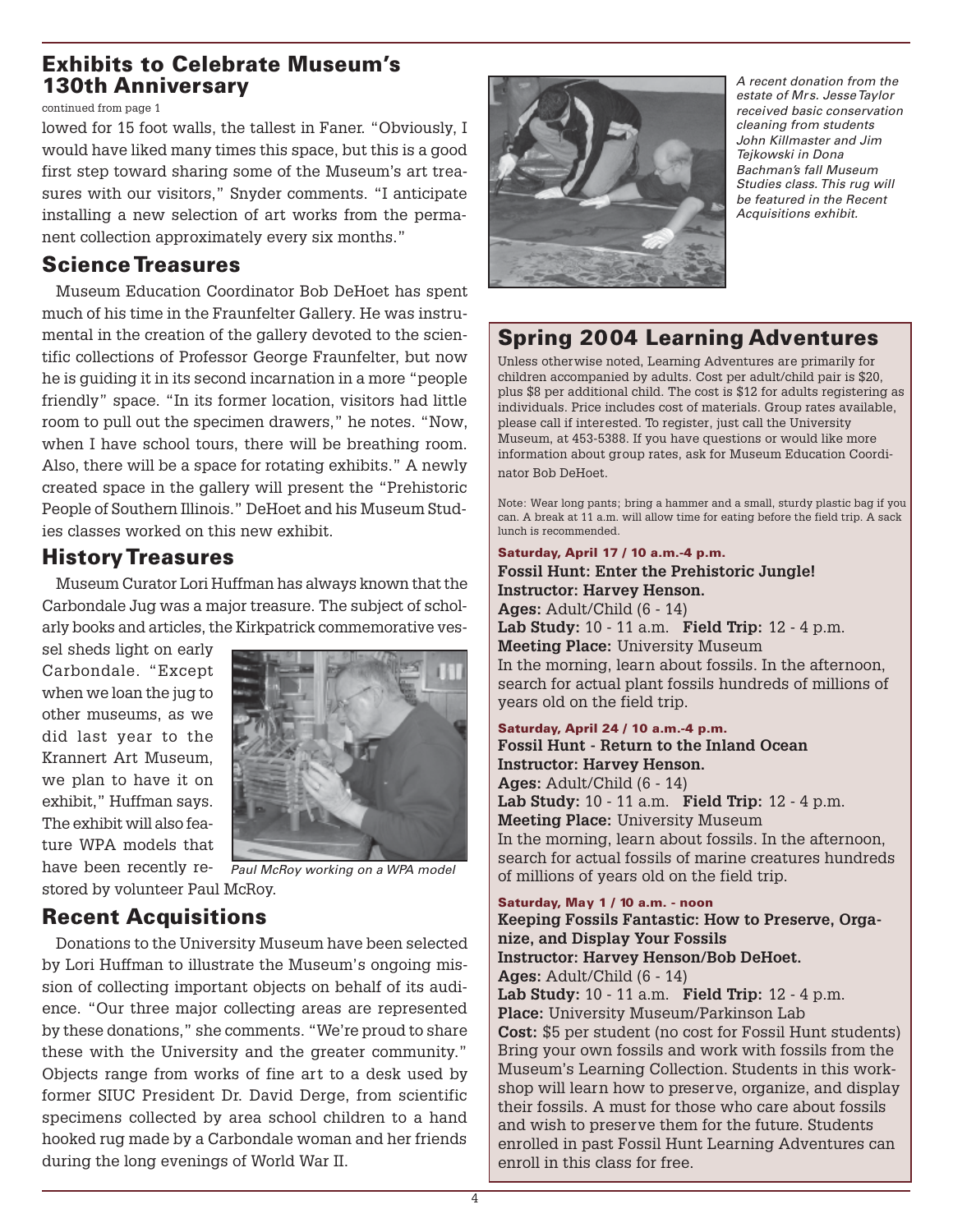## Exhibits to Celebrate Museum's 130th Anniversary

continued from page 1

lowed for 15 foot walls, the tallest in Faner. "Obviously, I would have liked many times this space, but this is a good first step toward sharing some of the Museum's art treasures with our visitors," Snyder comments. "I anticipate installing a new selection of art works from the permanent collection approximately every six months."

### Science Treasures

Museum Education Coordinator Bob DeHoet has spent much of his time in the Fraunfelter Gallery. He was instrumental in the creation of the gallery devoted to the scientific collections of Professor George Fraunfelter, but now he is guiding it in its second incarnation in a more "people friendly" space. "In its former location, visitors had little room to pull out the specimen drawers," he notes. "Now, when I have school tours, there will be breathing room. Also, there will be a space for rotating exhibits." A newly created space in the gallery will present the "Prehistoric People of Southern Illinois." DeHoet and his Museum Studies classes worked on this new exhibit.

### History Treasures

Museum Curator Lori Huffman has always known that the Carbondale Jug was a major treasure. The subject of scholarly books and articles, the Kirkpatrick commemorative vessel sheds light on early Carbondale. "Except when we loan the jug to other museums, as we did last year to the Krannert Art Museum, we plan to have it on exhibit," Huffman says. The exhibit will also feature WPA models that have been recently restored by volunteer Paul McRoy.

*Paul McRoy working on a WPA model*

### Recent Acquisitions

Donations to the University Museum have been selected by Lori Huffman to illustrate the Museum's ongoing mission of collecting important objects on behalf of its audience. "Our three major collecting areas are represented by these donations," she comments. "We're proud to share these with the University and the greater community." Objects range from works of fine art to a desk used by former SIUC President Dr. David Derge, from scientific specimens collected by area school children to a hand hooked rug made by a Carbondale woman and her friends during the long evenings of World War II.

*A recent donation from the estate of Mrs. Jesse Taylor received basic conservation cleaning from students John Killmaster and Jim Tejkowski in Dona Bachman's fall Museum Studies class. This rug will be featured in the Recent Acquisitions exhibit.*

## Spring 2004 Learning Adventures

Unless otherwise noted, Learning Adventures are primarily for children accompanied by adults. Cost per adult/child pair is $20, plus $8 per additional child. The cost is $12 for adults registering as individuals. Price includes cost of materials. Group rates available, please call if interested. To register, just call the University Museum, at 453-5388. If you have questions or would like more information about group rates, ask for Museum Education Coordinator Bob DeHoet.

Note: Wear long pants; bring a hammer and a small, sturdy plastic bag if you can. A break at 11 a.m. will allow time for eating before the field trip. A sack lunch is recommended.

**Saturday, April 17 / 10 a.m.-4 p.m.**

**Fossil Hunt: Enter the Prehistoric Jungle!**
**Instructor: Harvey Henson.**
**Ages:** Adult/Child (6 - 14)
**Lab Study:** 10 - 11 a.m. **Field Trip:** 12 - 4 p.m.
**Meeting Place:** University Museum
In the morning, learn about fossils. In the afternoon, search for actual plant fossils hundreds of millions of years old on the field trip.

**Saturday, April 24 / 10 a.m.-4 p.m.**

**Fossil Hunt - Return to the Inland Ocean**
**Instructor: Harvey Henson.**
**Ages:** Adult/Child (6 - 14)
**Lab Study:** 10 - 11 a.m. **Field Trip:** 12 - 4 p.m.
**Meeting Place:** University Museum
In the morning, learn about fossils. In the afternoon, search for actual fossils of marine creatures hundreds of millions of years old on the field trip.

**Saturday, May 1 / 10 a.m. - noon**

**Keeping Fossils Fantastic: How to Preserve, Organize, and Display Your Fossils**
**Instructor: Harvey Henson/Bob DeHoet.**
**Ages:** Adult/Child (6 - 14)
**Lab Study:** 10 - 11 a.m. **Field Trip:** 12 - 4 p.m.
**Place:** University Museum/Parkinson Lab
**Cost:** $5 per student (no cost for Fossil Hunt students)
Bring your own fossils and work with fossils from the Museum's Learning Collection. Students in this workshop will learn how to preserve, organize, and display their fossils. A must for those who care about fossils and wish to preserve them for the future. Students enrolled in past Fossil Hunt Learning Adventures can enroll in this class for free.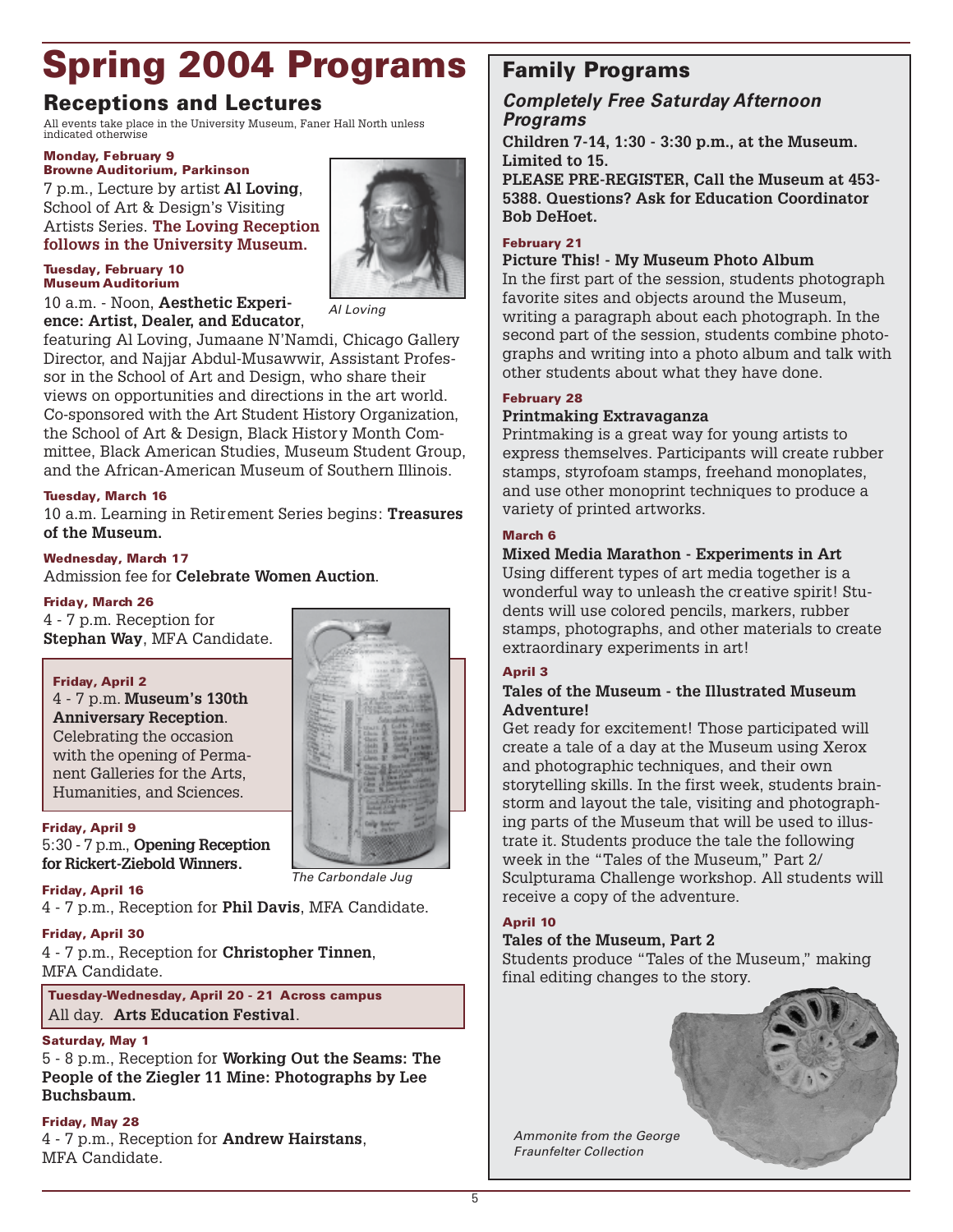# Spring 2004 Programs

## Receptions and Lectures

All events take place in the University Museum, Faner Hall North unless indicated otherwise

**Monday, February 9**
**Browne Auditorium, Parkinson**

7 p.m., Lecture by artist **Al Loving**, School of Art & Design's Visiting Artists Series. **The Loving Reception follows in the University Museum.**

*Al Loving*

**Tuesday, February 10**
**Museum Auditorium**

10 a.m. - Noon, **Aesthetic Experience: Artist, Dealer, and Educator**, featuring Al Loving, Jumaane N'Namdi, Chicago Gallery Director, and Najjar Abdul-Musawwir, Assistant Professor in the School of Art and Design, who share their views on opportunities and directions in the art world. Co-sponsored with the Art Student History Organization, the School of Art & Design, Black History Month Committee, Black American Studies, Museum Student Group, and the African-American Museum of Southern Illinois.

**Tuesday, March 16**

10 a.m. Learning in Retirement Series begins: **Treasures of the Museum.**

**Wednesday, March 17**

Admission fee for **Celebrate Women Auction**.

**Friday, March 26**

4 - 7 p.m. Reception for **Stephan Way**, MFA Candidate.

**Friday, April 2**

4 - 7 p.m. **Museum's 130th Anniversary Reception**. Celebrating the occasion with the opening of Permanent Galleries for the Arts, Humanities, and Sciences.

*The Carbondale Jug*

**Friday, April 9**

5:30 - 7 p.m., **Opening Reception for Rickert-Ziebold Winners.**

**Friday, April 16**

4 - 7 p.m., Reception for **Phil Davis**, MFA Candidate.

**Friday, April 30**

4 - 7 p.m., Reception for **Christopher Tinnen**, MFA Candidate.

**Tuesday-Wednesday, April 20 - 21 Across campus**

All day. **Arts Education Festival**.

**Saturday, May 1**

5 - 8 p.m., Reception for **Working Out the Seams: The People of the Ziegler 11 Mine: Photographs by Lee Buchsbaum.**

**Friday, May 28**

4 - 7 p.m., Reception for **Andrew Hairstans**, MFA Candidate.

## Family Programs

### *Completely Free Saturday Afternoon Programs*

**Children 7-14, 1:30 - 3:30 p.m., at the Museum. Limited to 15.**
**PLEASE PRE-REGISTER, Call the Museum at 453-5388. Questions? Ask for Education Coordinator Bob DeHoet.**

**February 21**

**Picture This! - My Museum Photo Album**
In the first part of the session, students photograph favorite sites and objects around the Museum, writing a paragraph about each photograph. In the second part of the session, students combine photographs and writing into a photo album and talk with other students about what they have done.

**February 28**

**Printmaking Extravaganza**
Printmaking is a great way for young artists to express themselves. Participants will create rubber stamps, styrofoam stamps, freehand monoplates, and use other monoprint techniques to produce a variety of printed artworks.

**March 6**

**Mixed Media Marathon - Experiments in Art**
Using different types of art media together is a wonderful way to unleash the creative spirit! Students will use colored pencils, markers, rubber stamps, photographs, and other materials to create extraordinary experiments in art!

**April 3**

**Tales of the Museum - the Illustrated Museum Adventure!**
Get ready for excitement! Those participated will create a tale of a day at the Museum using Xerox and photographic techniques, and their own storytelling skills. In the first week, students brainstorm and layout the tale, visiting and photographing parts of the Museum that will be used to illustrate it. Students produce the tale the following week in the "Tales of the Museum," Part 2/ Sculpturama Challenge workshop. All students will receive a copy of the adventure.

**April 10**

**Tales of the Museum, Part 2**
Students produce "Tales of the Museum," making final editing changes to the story.

*Ammonite from the George Fraunfelter Collection*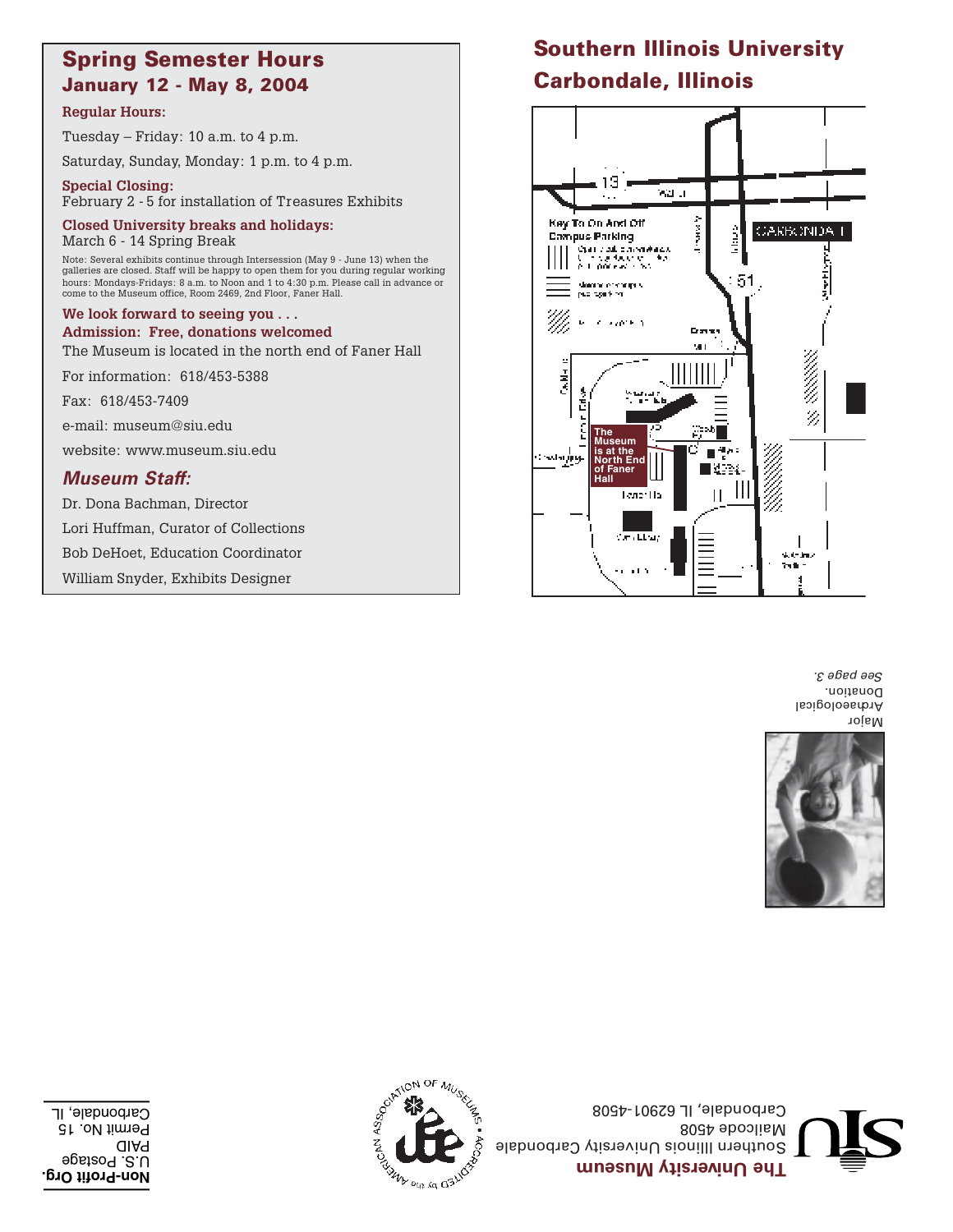## Spring Semester Hours

### January 12 - May 8, 2004

**Regular Hours:**

Tuesday – Friday: 10 a.m. to 4 p.m.

Saturday, Sunday, Monday: 1 p.m. to 4 p.m.

**Special Closing:**
February 2 - 5 for installation of Treasures Exhibits

**Closed University breaks and holidays:**
March 6 - 14 Spring Break

Note: Several exhibits continue through Intersession (May 9 - June 13) when the galleries are closed. Staff will be happy to open them for you during regular working hours: Mondays-Fridays: 8 a.m. to Noon and 1 to 4:30 p.m. Please call in advance or come to the Museum office, Room 2469, 2nd Floor, Faner Hall.

**We look forward to seeing you . . .**
**Admission: Free, donations welcomed**

The Museum is located in the north end of Faner Hall

For information: 618/453-5388

Fax: 618/453-7409

e-mail: museum@siu.edu

website: www.museum.siu.edu

### *Museum Staff:*

Dr. Dona Bachman, Director

Lori Huffman, Curator of Collections

Bob DeHoet, Education Coordinator

William Snyder, Exhibits Designer

## Southern Illinois University Carbondale, Illinois

13

51

CARBONDALE

Key To On And Off Campus Parking

The Museum is at the North End of Faner Hall

Faner Hall

*Major Archaeological Donation. See page 3.*

**The University Museum**
Southern Illinois University Carbondale
Mailcode 4508
Carbondale, IL 62901-4508

American Association of Museums • Accredited by the American Association of Museums

**Non-Profit Org.**
U.S. Postage
PAID
Permit No. 15
Carbondale, IL